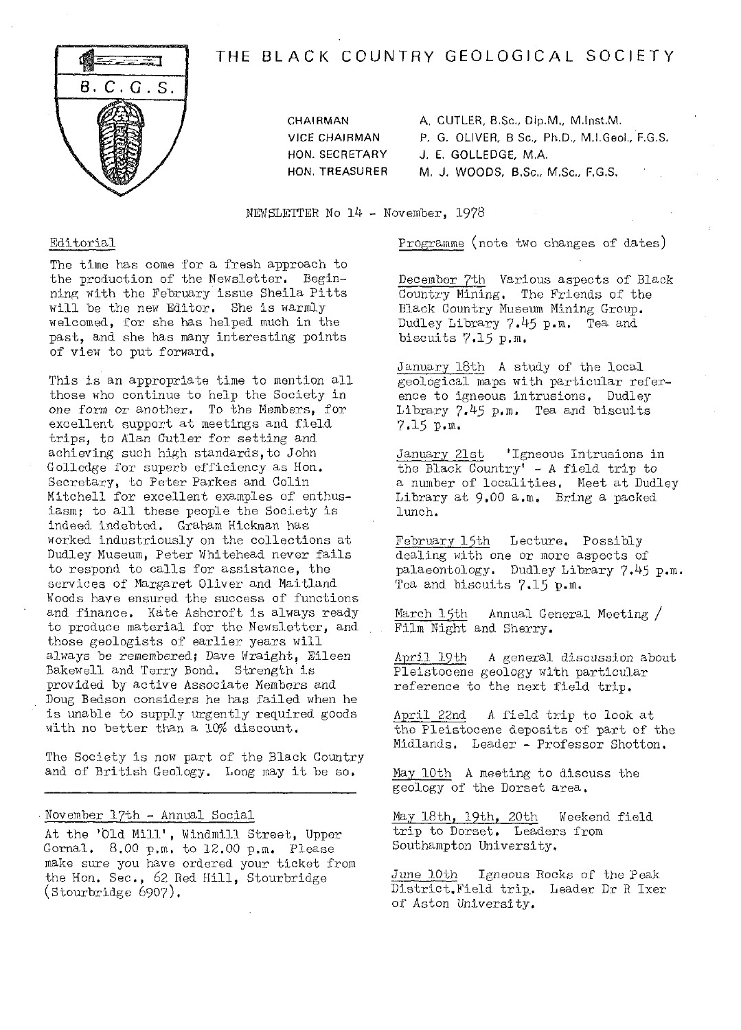# THE BLACK COUNTRY GEOLOGICAL SOCIETY

B.C.G.S.

| | |
|---|---|
| CHAIRMAN | A. CUTLER, B.Sc., Dip.M., M.Inst.M. |
| VICE CHAIRMAN | P. G. OLIVER, B Sc., Ph.D., M.I.Geol., F.G.S. |
| HON. SECRETARY | J. E. GOLLEDGE, M.A. |
| HON. TREASURER | M. J. WOODS, B.Sc., M.Sc., F.G.S. |

NEWSLETTER No 14 - November, 1978

## Editorial

The time has come for a fresh approach to the production of the Newsletter. Beginning with the February issue Sheila Pitts will be the new Editor. She is warmly welcomed, for she has helped much in the past, and she has many interesting points of view to put forward.

This is an appropriate time to mention all those who continue to help the Society in one form or another. To the Members, for excellent support at meetings and field trips, to Alan Cutler for setting and achieving such high standards, to John Golledge for superb efficiency as Hon. Secretary, to Peter Parkes and Colin Mitchell for excellent examples of enthusiasm; to all these people the Society is indeed indebted. Graham Hickman has worked industriously on the collections at Dudley Museum, Peter Whitehead never fails to respond to calls for assistance, the services of Margaret Oliver and Maitland Woods have ensured the success of functions and finance. Kate Ashcroft is always ready to produce material for the Newsletter, and those geologists of earlier years will always be remembered; Dave Wraight, Eileen Bakewell and Terry Bond. Strength is provided by active Associate Members and Doug Bedson considers he has failed when he is unable to supply urgently required goods with no better than a 10% discount.

The Society is now part of the Black Country and of British Geology. Long may it be so.

---

## November 17th - Annual Social

At the 'Old Mill', Windmill Street, Upper Gornal. 8.00 p.m. to 12.00 p.m. Please make sure you have ordered your ticket from the Hon. Sec., 62 Red Hill, Stourbridge (Stourbridge 6907).

## Programme (note two changes of dates)

December 7th Various aspects of Black Country Mining. The Friends of the Black Country Museum Mining Group. Dudley Library 7.45 p.m. Tea and biscuits 7.15 p.m.

January 18th A study of the local geological maps with particular reference to igneous intrusions. Dudley Library 7.45 p.m. Tea and biscuits 7.15 p.m.

January 21st 'Igneous Intrusions in the Black Country' - A field trip to a number of localities. Meet at Dudley Library at 9.00 a.m. Bring a packed lunch.

February 15th Lecture. Possibly dealing with one or more aspects of palaeontology. Dudley Library 7.45 p.m. Tea and biscuits 7.15 p.m.

March 15th Annual General Meeting / Film Night and Sherry.

April 19th A general discussion about Pleistocene geology with particular reference to the next field trip.

April 22nd A field trip to look at the Pleistocene deposits of part of the Midlands. Leader - Professor Shotton.

May 10th A meeting to discuss the geology of the Dorset area.

May 18th, 19th, 20th Weekend field trip to Dorset. Leaders from Southampton University.

June 10th Igneous Rocks of the Peak District. Field trip. Leader Dr R Ixer of Aston University.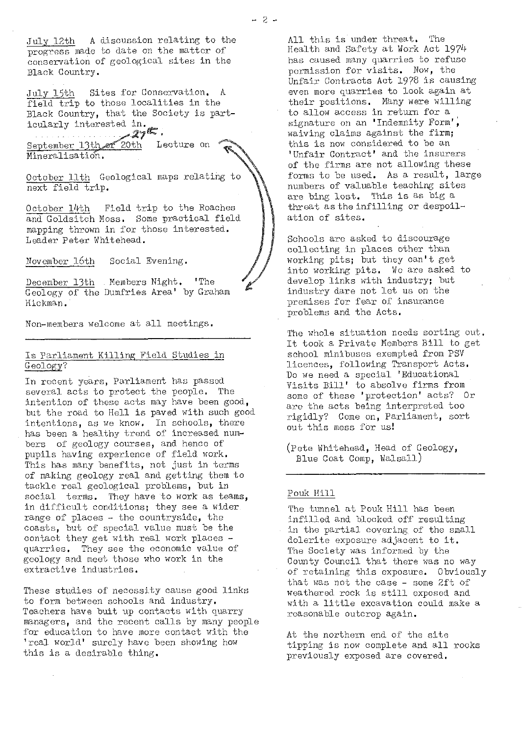July 12th A discussion relating to the progress made to date on the matter of conservation of geological sites in the Black Country.

July 15th Sites for Conservation. A field trip to those localities in the Black Country, that the Society is particularly interested in.

September 13th or 20th 27th. Lecture on Mineralisation.

October 11th Geological maps relating to next field trip.

October 14th Field trip to the Roaches and Goldsitch Moss. Some practical field mapping thrown in for those interested. Leader Peter Whitehead.

November 16th Social Evening.

December 13th Members Night. 'The Geology of the Dumfries Area' by Graham Hickman.

Non-members welcome at all meetings.

---

## Is Parliament Killing Field Studies in Geology?

In recent years, Parliament has passed several acts to protect the people. The intention of these acts may have been good, but the road to Hell is paved with such good intentions, as we know. In schools, there has been a healthy trend of increased numbers of geology courses, and hence of pupils having experience of field work. This has many benefits, not just in terms of making geology real and getting them to tackle real geological problems, but in social terms. They have to work as teams, in difficult conditions; they see a wider range of places - the countryside, the coasts, but of special value must be the contact they get with real work places - quarries. They see the economic value of geology and meet those who work in the extractive industries.

These studies of necessity cause good links to form between schools and industry. Teachers have buit up contacts with quarry managers, and the recent calls by many people for education to have more contact with the 'real world' surely have been showing how this is a desirable thing.

All this is under threat. The Health and Safety at Work Act 1974 has caused many quarries to refuse permission for visits. Now, the Unfair Contracts Act 1978 is causing even more quarries to look again at their positions. Many were willing to allow access in return for a signature on an 'Indemnity Form', waiving claims against the firm; this is now considered to be an 'Unfair Contract' and the insurers of the firms are not allowing these forms to be used. As a result, large numbers of valuable teaching sites are bing lost. This is as big a threat as the infilling or despoilation of sites.

Schools are asked to discourage collecting in places other than working pits; but they can't get into working pits. We are asked to develop links with industry; but industry dare not let us on the premises for fear of insurance problems and the Acts.

The whole situation needs sorting out. It took a Private Members Bill to get school minibuses exempted from PSV licences, following Transport Acts. Do we need a special 'Educational Visits Bill' to absolve firms from some of these 'protection' acts? Or are the acts being interpreted too rigidly? Come on, Parliament, sort out this mess for us!

(Pete Whitehead, Head of Geology, Blue Coat Comp, Walsall)

---

## Pouk Hill

The tunnel at Pouk Hill has been infilled and blocked off resulting in the partial covering of the small dolerite exposure adjacent to it. The Society was informed by the County Council that there was no way of retaining this exposure. Obviously that was not the case - some 2ft of weathered rock is still exposed and with a little excavation could make a reasonable outcrop again.

At the northern end of the site tipping is now complete and all rocks previously exposed are covered.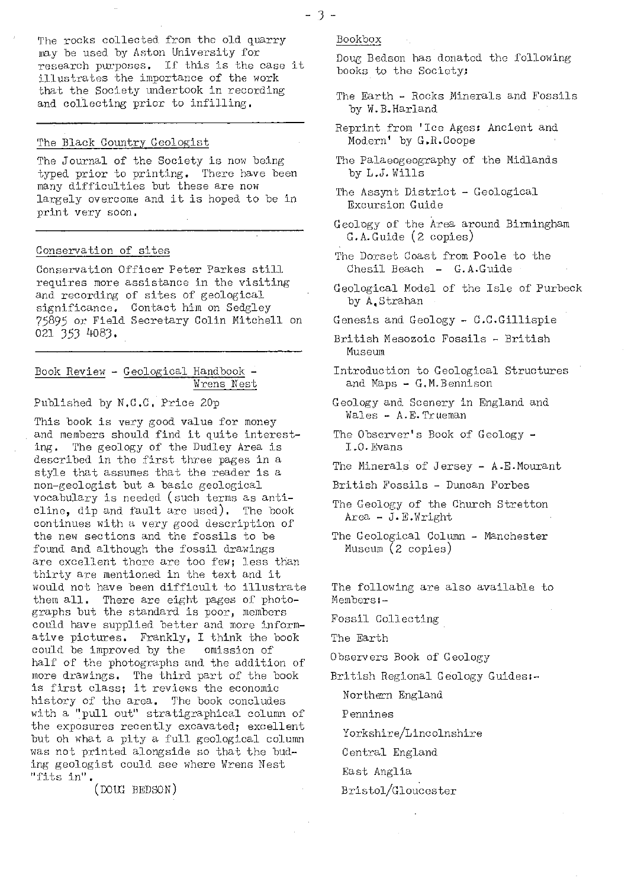The rocks collected from the old quarry may be used by Aston University for research purposes. If this is the case it illustrates the importance of the work that the Society undertook in recording and collecting prior to infilling.

## The Black Country Geologist

The Journal of the Society is now being typed prior to printing. There have been many difficulties but these are now largely overcome and it is hoped to be in print very soon.

## Conservation of sites

Conservation Officer Peter Parkes still requires more assistance in the visiting and recording of sites of geological significance. Contact him on Sedgley 75895 or Field Secretary Colin Mitchell on 021 353 4083.

## Book Review - Geological Handbook - Wrens Nest

Published by N.C.C. Price 20p

This book is very good value for money and members should find it quite interesting. The geology of the Dudley Area is described in the first three pages in a style that assumes that the reader is a non-geologist but a basic geological vocabulary is needed (such terms as anticline, dip and fault are used). The book continues with a very good description of the new sections and the fossils to be found and although the fossil drawings are excellent there are too few; less than thirty are mentioned in the text and it would not have been difficult to illustrate them all. There are eight pages of photographs but the standard is poor, members could have supplied better and more informative pictures. Frankly, I think the book could be improved by the omission of half of the photographs and the addition of more drawings. The third part of the book is first class; it reviews the economic history of the area. The book concludes with a "pull out" stratigraphical column of the exposures recently excavated; excellent but oh what a pity a full geological column was not printed alongside so that the budding geologist could see where Wrens Nest "fits in".

(DOUG BEDSON)

## Bookbox

Doug Bedson has donated the following books to the Society:

The Earth - Rocks Minerals and Fossils by W.B.Harland

Reprint from 'Ice Ages: Ancient and Modern' by G.R.Coope

The Palaeogeography of the Midlands by L.J.Wills

The Assynt District - Geological Excursion Guide

Geology of the Area around Birmingham G.A.Guide (2 copies)

The Dorset Coast from Poole to the Chesil Beach - G.A.Guide

Geological Model of the Isle of Purbeck by A.Strahan

Genesis and Geology - C.C.Gillispie

British Mesozoic Fossils - British Museum

Introduction to Geological Structures and Maps - G.M.Bennison

Geology and Scenery in England and Wales - A.E.Trueman

The Observer's Book of Geology - I.O.Evans

The Minerals of Jersey - A.E.Mourant

British Fossils - Duncan Forbes

The Geology of the Church Stretton Area - J.E.Wright

The Geological Column - Manchester Museum (2 copies)

The following are also available to Members:-

Fossil Collecting

The Earth

Observers Book of Geology

British Regional Geology Guides:-

- Northern England
- Pennines
- Yorkshire/Lincolnshire
- Central England
- East Anglia
- Bristol/Gloucester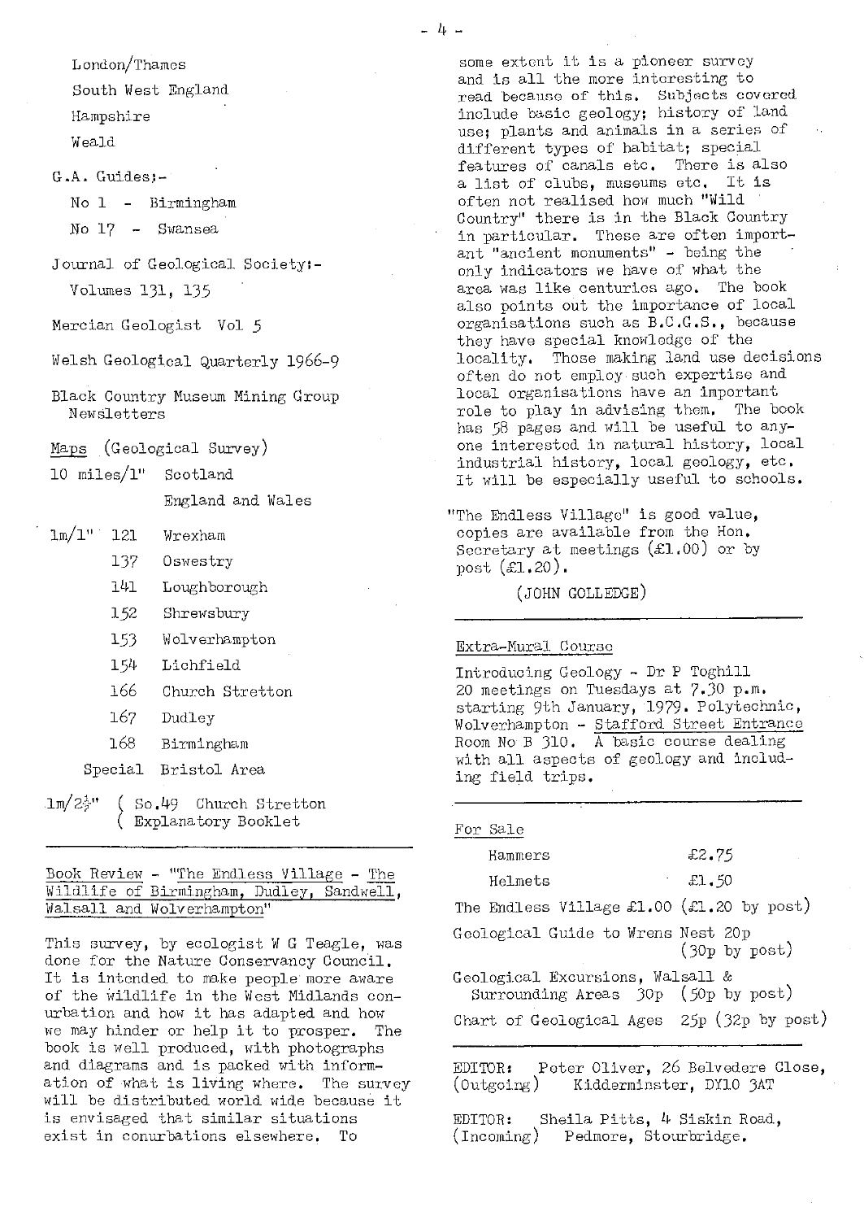London/Thames

South West England

Hampshire

Weald

G.A. Guides:-

No 1 - Birmingham

No 17 - Swansea

Journal of Geological Society:-

Volumes 131, 135

Mercian Geologist Vol 5

Welsh Geological Quarterly 1966-9

Black Country Museum Mining Group Newsletters

Maps (Geological Survey)

| | | |
|---|---|---|
| 10 miles/1" | | Scotland |
| | | England and Wales |
| 1m/1" | 121 | Wrexham |
| | 137 | Oswestry |
| | 141 | Loughborough |
| | 152 | Shrewsbury |
| | 153 | Wolverhampton |
| | 154 | Lichfield |
| | 166 | Church Stretton |
| | 167 | Dudley |
| | 168 | Birmingham |
| | Special | Bristol Area |
| 1m/2½" | So.49 | Church Stretton |
| | | Explanatory Booklet |

---

Book Review - "The Endless Village - The Wildlife of Birmingham, Dudley, Sandwell, Walsall and Wolverhampton"

This survey, by ecologist W G Teagle, was done for the Nature Conservancy Council. It is intended to make people more aware of the wildlife in the West Midlands conurbation and how it has adapted and how we may hinder or help it to prosper. The book is well produced, with photographs and diagrams and is packed with information of what is living where. The survey will be distributed world wide because it is envisaged that similar situations exist in conurbations elsewhere. To some extent it is a pioneer survey and is all the more interesting to read because of this. Subjects covered include basic geology; history of land use; plants and animals in a series of different types of habitat; special features of canals etc. There is also a list of clubs, museums etc. It is often not realised how much "Wild Country" there is in the Black Country in particular. These are often important "ancient monuments" - being the only indicators we have of what the area was like centuries ago. The book also points out the importance of local organisations such as B.C.G.S., because they have special knowledge of the locality. Those making land use decisions often do not employ such expertise and local organisations have an important role to play in advising them. The book has 58 pages and will be useful to anyone interested in natural history, local industrial history, local geology, etc. It will be especially useful to schools.

"The Endless Village" is good value, copies are available from the Hon. Secretary at meetings (£1.00) or by post (£1.20).

(JOHN GOLLEDGE)

---

Extra-Mural Course

Introducing Geology - Dr P Toghill
20 meetings on Tuesdays at 7.30 p.m. starting 9th January, 1979. Polytechnic, Wolverhampton - Stafford Street Entrance Room No B 310. A basic course dealing with all aspects of geology and including field trips.

---

For Sale

| | |
|---|---|
| Hammers | £2.75 |
| Helmets | £1.50 |

The Endless Village £1.00 (£1.20 by post)

Geological Guide to Wrens Nest 20p (30p by post)

Geological Excursions, Walsall & Surrounding Areas 30p (50p by post)

Chart of Geological Ages 25p (32p by post)

---

EDITOR: (Outgoing) Peter Oliver, 26 Belvedere Close, Kidderminster, DY10 3AT

EDITOR: (Incoming) Sheila Pitts, 4 Siskin Road, Pedmore, Stourbridge.